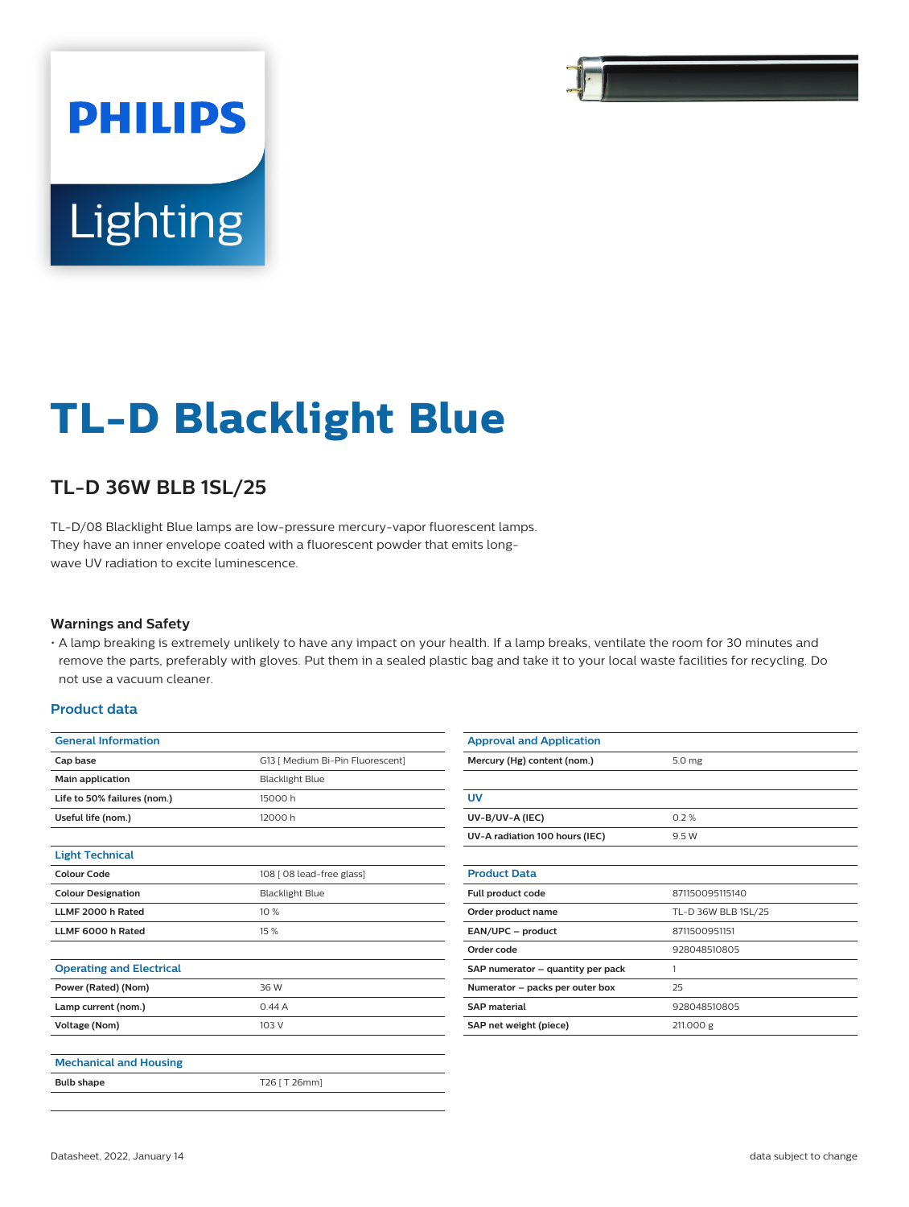PHILIPS

Lighting

# TL-D Blacklight Blue

## TL-D 36W BLB 1SL/25

TL-D/08 Blacklight Blue lamps are low-pressure mercury-vapor fluorescent lamps. They have an inner envelope coated with a fluorescent powder that emits long-wave UV radiation to excite luminescence.

### Warnings and Safety

- A lamp breaking is extremely unlikely to have any impact on your health. If a lamp breaks, ventilate the room for 30 minutes and remove the parts, preferably with gloves. Put them in a sealed plastic bag and take it to your local waste facilities for recycling. Do not use a vacuum cleaner.

### Product data

| General Information | |
|---|---|
| **Cap base** | G13 [ Medium Bi-Pin Fluorescent] |
| **Main application** | Blacklight Blue |
| **Life to 50% failures (nom.)** | 15000 h |
| **Useful life (nom.)** | 12000 h |

| Light Technical | |
|---|---|
| **Colour Code** | 108 [ 08 lead-free glass] |
| **Colour Designation** | Blacklight Blue |
| **LLMF 2000 h Rated** | 10 % |
| **LLMF 6000 h Rated** | 15 % |

| Operating and Electrical | |
|---|---|
| **Power (Rated) (Nom)** | 36 W |
| **Lamp current (nom.)** | 0.44 A |
| **Voltage (Nom)** | 103 V |

| Mechanical and Housing | |
|---|---|
| **Bulb shape** | T26 [ T 26mm] |

| Approval and Application | |
|---|---|
| **Mercury (Hg) content (nom.)** | 5.0 mg |

| UV | |
|---|---|
| **UV-B/UV-A (IEC)** | 0.2 % |
| **UV-A radiation 100 hours (IEC)** | 9.5 W |

| Product Data | |
|---|---|
| **Full product code** | 871150095115140 |
| **Order product name** | TL-D 36W BLB 1SL/25 |
| **EAN/UPC – product** | 8711500951151 |
| **Order code** | 928048510805 |
| **SAP numerator – quantity per pack** | 1 |
| **Numerator – packs per outer box** | 25 |
| **SAP material** | 928048510805 |
| **SAP net weight (piece)** | 211.000 g |

Datasheet, 2022, January 14

data subject to change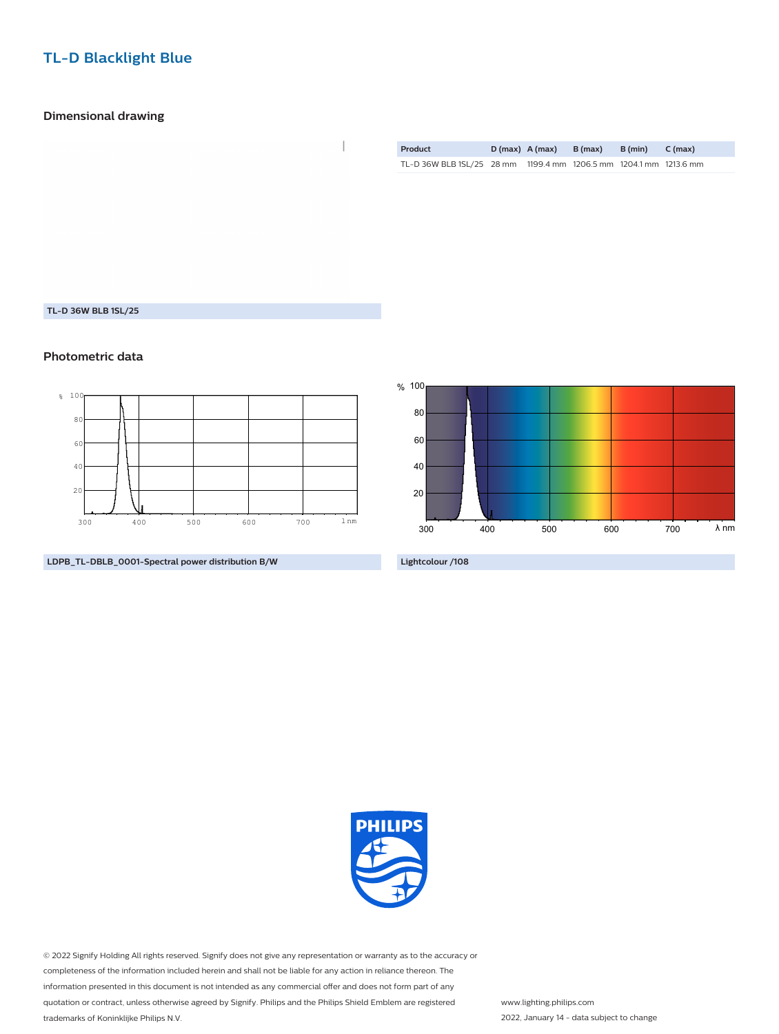## TL-D Blacklight Blue

### Dimensional drawing

| Product | D (max) | A (max) | B (max) | B (min) | C (max) |
|---|---|---|---|---|---|
| TL-D 36W BLB 1SL/25 | 28 mm | 1199.4 mm | 1206.5 mm | 1204.1 mm | 1213.6 mm |

TL-D 36W BLB 1SL/25

### Photometric data

% 100
80
60
40
20
300
400
500
600
700
1 nm

LDPB_TL-DBLB_0001-Spectral power distribution B/W

% 100
80
60
40
20
300
400
500
600
700
λ nm

Lightcolour /108

© 2022 Signify Holding All rights reserved. Signify does not give any representation or warranty as to the accuracy or completeness of the information included herein and shall not be liable for any action in reliance thereon. The information presented in this document is not intended as any commercial offer and does not form part of any quotation or contract, unless otherwise agreed by Signify. Philips and the Philips Shield Emblem are registered trademarks of Koninklijke Philips N.V.

www.lighting.philips.com

2022, January 14 - data subject to change